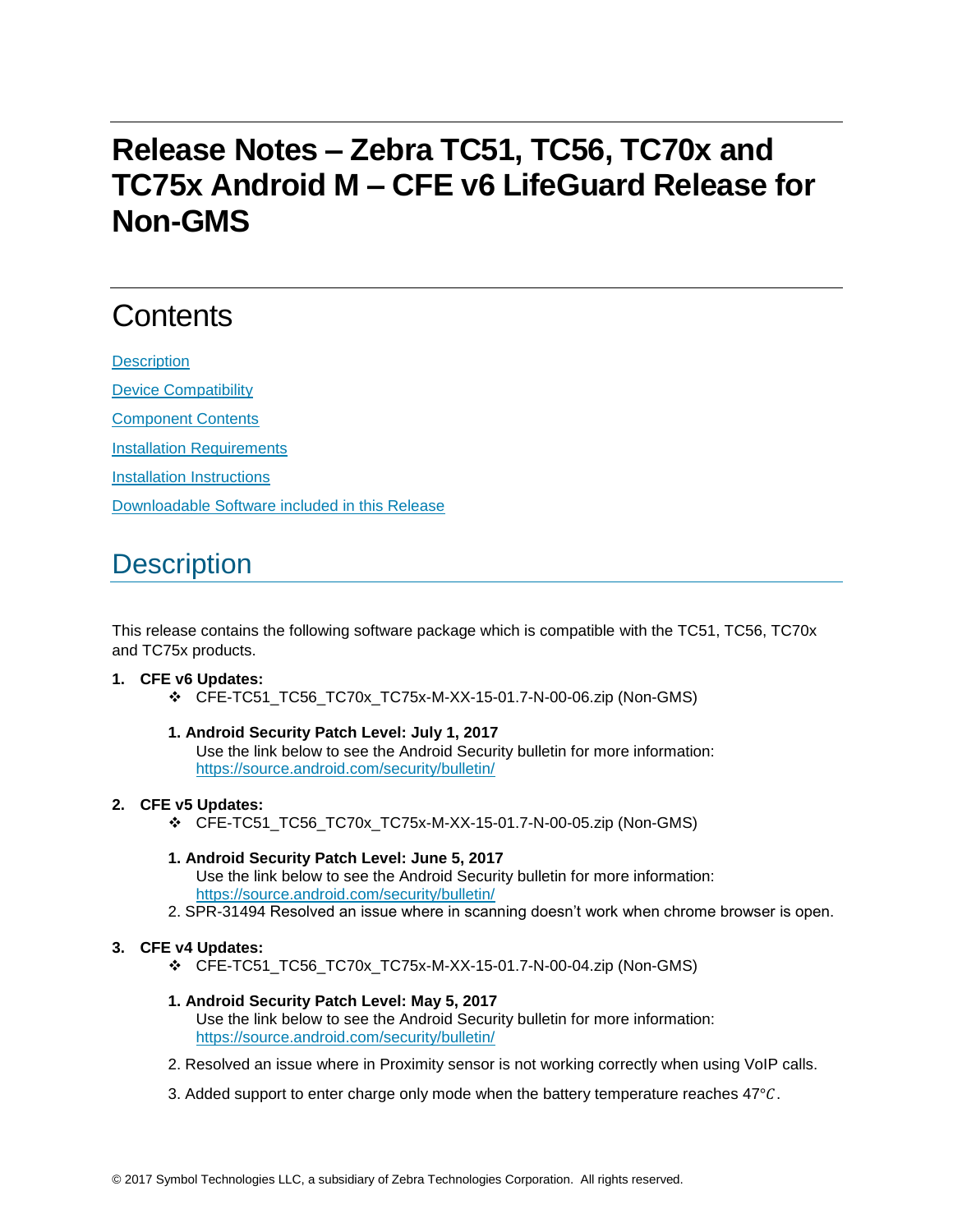# Release Notes – Zebra TC51, TC56, TC70x and TC75x Android M – CFE v6 LifeGuard Release for Non-GMS

## Contents

[Description](#description)

[Device Compatibility](#device-compatibility)

[Component Contents](#component-contents)

[Installation Requirements](#installation-requirements)

[Installation Instructions](#installation-instructions)

[Downloadable Software included in this Release](#downloadable-software-included-in-this-release)

## Description

This release contains the following software package which is compatible with the TC51, TC56, TC70x and TC75x products.

1. **CFE v6 Updates:**
   - ❖ CFE-TC51_TC56_TC70x_TC75x-M-XX-15-01.7-N-00-06.zip (Non-GMS)

   1. **Android Security Patch Level: July 1, 2017**
      Use the link below to see the Android Security bulletin for more information: [https://source.android.com/security/bulletin/](https://source.android.com/security/bulletin/)

2. **CFE v5 Updates:**
   - ❖ CFE-TC51_TC56_TC70x_TC75x-M-XX-15-01.7-N-00-05.zip (Non-GMS)

   1. **Android Security Patch Level: June 5, 2017**
      Use the link below to see the Android Security bulletin for more information: [https://source.android.com/security/bulletin/](https://source.android.com/security/bulletin/)
   2. SPR-31494 Resolved an issue where in scanning doesn't work when chrome browser is open.

3. **CFE v4 Updates:**
   - ❖ CFE-TC51_TC56_TC70x_TC75x-M-XX-15-01.7-N-00-04.zip (Non-GMS)

   1. **Android Security Patch Level: May 5, 2017**
      Use the link below to see the Android Security bulletin for more information: [https://source.android.com/security/bulletin/](https://source.android.com/security/bulletin/)
   2. Resolved an issue where in Proximity sensor is not working correctly when using VoIP calls.
   3. Added support to enter charge only mode when the battery temperature reaches 47°$C$.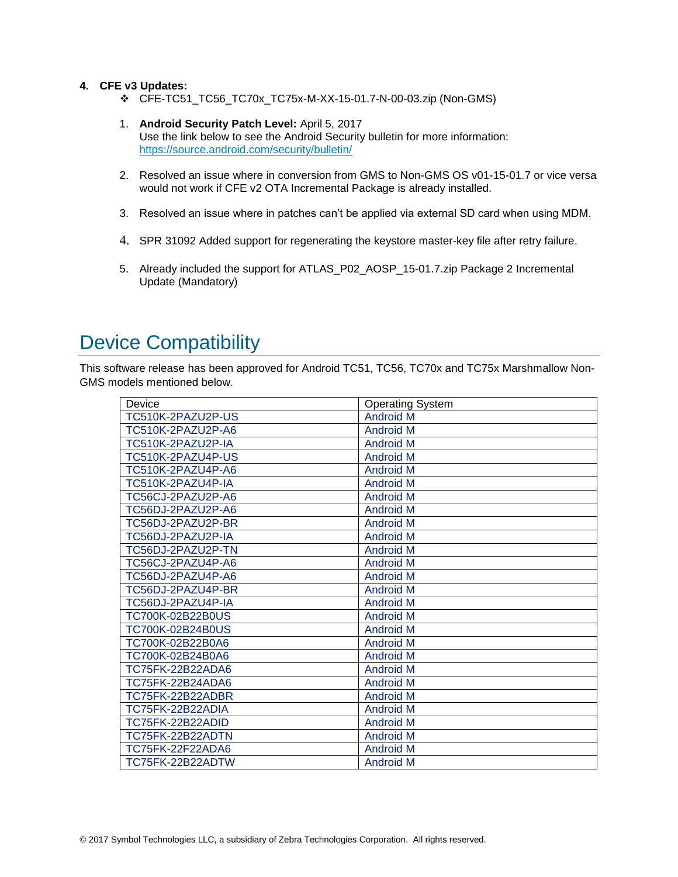4. **CFE v3 Updates:**
   - CFE-TC51_TC56_TC70x_TC75x-M-XX-15-01.7-N-00-03.zip (Non-GMS)

   1. **Android Security Patch Level:** April 5, 2017
      Use the link below to see the Android Security bulletin for more information:
      https://source.android.com/security/bulletin/

   2. Resolved an issue where in conversion from GMS to Non-GMS OS v01-15-01.7 or vice versa would not work if CFE v2 OTA Incremental Package is already installed.

   3. Resolved an issue where in patches can't be applied via external SD card when using MDM.

   4. SPR 31092 Added support for regenerating the keystore master-key file after retry failure.

   5. Already included the support for ATLAS_P02_AOSP_15-01.7.zip Package 2 Incremental Update (Mandatory)

# Device Compatibility

This software release has been approved for Android TC51, TC56, TC70x and TC75x Marshmallow Non-GMS models mentioned below.

| Device | Operating System |
|---|---|
| TC510K-2PAZU2P-US | Android M |
| TC510K-2PAZU2P-A6 | Android M |
| TC510K-2PAZU2P-IA | Android M |
| TC510K-2PAZU4P-US | Android M |
| TC510K-2PAZU4P-A6 | Android M |
| TC510K-2PAZU4P-IA | Android M |
| TC56CJ-2PAZU2P-A6 | Android M |
| TC56DJ-2PAZU2P-A6 | Android M |
| TC56DJ-2PAZU2P-BR | Android M |
| TC56DJ-2PAZU2P-IA | Android M |
| TC56DJ-2PAZU2P-TN | Android M |
| TC56CJ-2PAZU4P-A6 | Android M |
| TC56DJ-2PAZU4P-A6 | Android M |
| TC56DJ-2PAZU4P-BR | Android M |
| TC56DJ-2PAZU4P-IA | Android M |
| TC700K-02B22B0US | Android M |
| TC700K-02B24B0US | Android M |
| TC700K-02B22B0A6 | Android M |
| TC700K-02B24B0A6 | Android M |
| TC75FK-22B22ADA6 | Android M |
| TC75FK-22B24ADA6 | Android M |
| TC75FK-22B22ADBR | Android M |
| TC75FK-22B22ADIA | Android M |
| TC75FK-22B22ADID | Android M |
| TC75FK-22B22ADTN | Android M |
| TC75FK-22F22ADA6 | Android M |
| TC75FK-22B22ADTW | Android M |

© 2017 Symbol Technologies LLC, a subsidiary of Zebra Technologies Corporation. All rights reserved.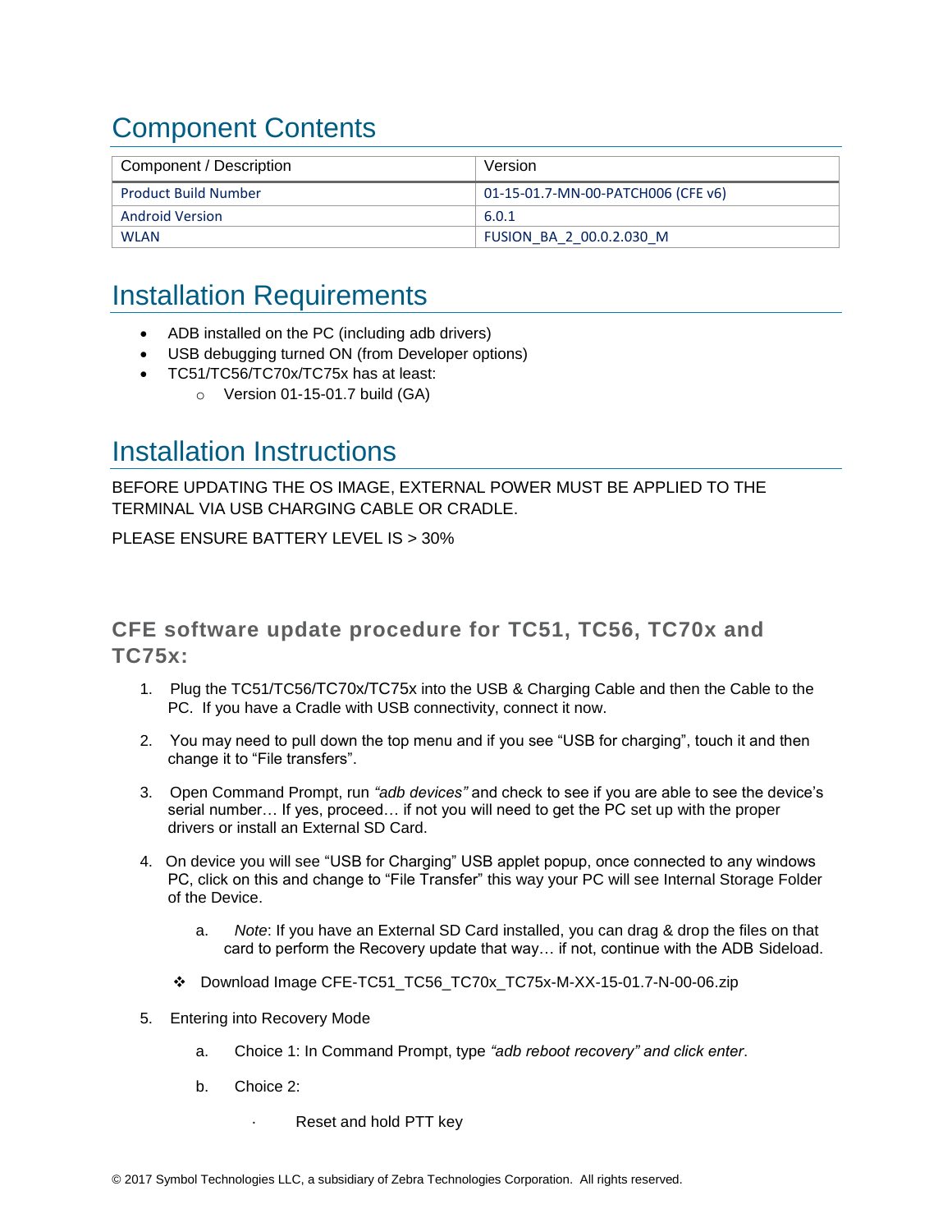# Component Contents

| Component / Description | Version |
| --- | --- |
| Product Build Number | 01-15-01.7-MN-00-PATCH006 (CFE v6) |
| Android Version | 6.0.1 |
| WLAN | FUSION_BA_2_00.0.2.030_M |

# Installation Requirements

- ADB installed on the PC (including adb drivers)
- USB debugging turned ON (from Developer options)
- TC51/TC56/TC70x/TC75x has at least:
  - Version 01-15-01.7 build (GA)

# Installation Instructions

BEFORE UPDATING THE OS IMAGE, EXTERNAL POWER MUST BE APPLIED TO THE TERMINAL VIA USB CHARGING CABLE OR CRADLE.

PLEASE ENSURE BATTERY LEVEL IS > 30%

### CFE software update procedure for TC51, TC56, TC70x and TC75x:

1. Plug the TC51/TC56/TC70x/TC75x into the USB & Charging Cable and then the Cable to the PC. If you have a Cradle with USB connectivity, connect it now.

2. You may need to pull down the top menu and if you see "USB for charging", touch it and then change it to "File transfers".

3. Open Command Prompt, run *"adb devices"* and check to see if you are able to see the device's serial number… If yes, proceed… if not you will need to get the PC set up with the proper drivers or install an External SD Card.

4. On device you will see "USB for Charging" USB applet popup, once connected to any windows PC, click on this and change to "File Transfer" this way your PC will see Internal Storage Folder of the Device.

   a. *Note*: If you have an External SD Card installed, you can drag & drop the files on that card to perform the Recovery update that way… if not, continue with the ADB Sideload.

   ❖ Download Image CFE-TC51_TC56_TC70x_TC75x-M-XX-15-01.7-N-00-06.zip

5. Entering into Recovery Mode

   a. Choice 1: In Command Prompt, type *"adb reboot recovery" and click enter*.

   b. Choice 2:

      · Reset and hold PTT key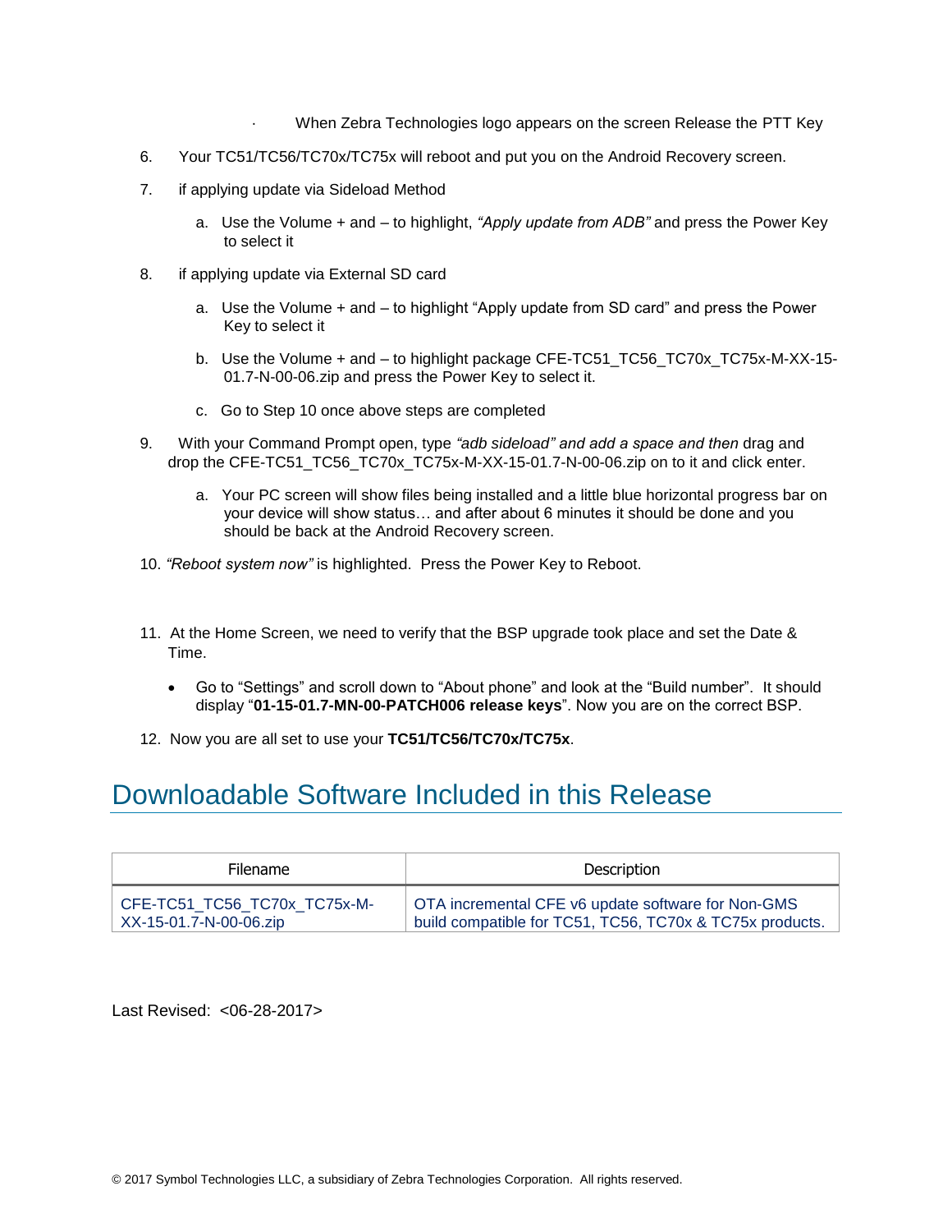- When Zebra Technologies logo appears on the screen Release the PTT Key

6. Your TC51/TC56/TC70x/TC75x will reboot and put you on the Android Recovery screen.

7. if applying update via Sideload Method

   a. Use the Volume + and – to highlight, *"Apply update from ADB"* and press the Power Key to select it

8. if applying update via External SD card

   a. Use the Volume + and – to highlight "Apply update from SD card" and press the Power Key to select it

   b. Use the Volume + and – to highlight package CFE-TC51_TC56_TC70x_TC75x-M-XX-15-01.7-N-00-06.zip and press the Power Key to select it.

   c. Go to Step 10 once above steps are completed

9. With your Command Prompt open, type *"adb sideload" and add a space and then* drag and drop the CFE-TC51_TC56_TC70x_TC75x-M-XX-15-01.7-N-00-06.zip on to it and click enter.

   a. Your PC screen will show files being installed and a little blue horizontal progress bar on your device will show status… and after about 6 minutes it should be done and you should be back at the Android Recovery screen.

10. *"Reboot system now"* is highlighted. Press the Power Key to Reboot.

11. At the Home Screen, we need to verify that the BSP upgrade took place and set the Date & Time.

    - Go to "Settings" and scroll down to "About phone" and look at the "Build number". It should display "**01-15-01.7-MN-00-PATCH006 release keys**". Now you are on the correct BSP.

12. Now you are all set to use your **TC51/TC56/TC70x/TC75x**.

## Downloadable Software Included in this Release

| Filename | Description |
| --- | --- |
| CFE-TC51_TC56_TC70x_TC75x-M-XX-15-01.7-N-00-06.zip | OTA incremental CFE v6 update software for Non-GMS build compatible for TC51, TC56, TC70x & TC75x products. |

Last Revised: <06-28-2017>

© 2017 Symbol Technologies LLC, a subsidiary of Zebra Technologies Corporation. All rights reserved.